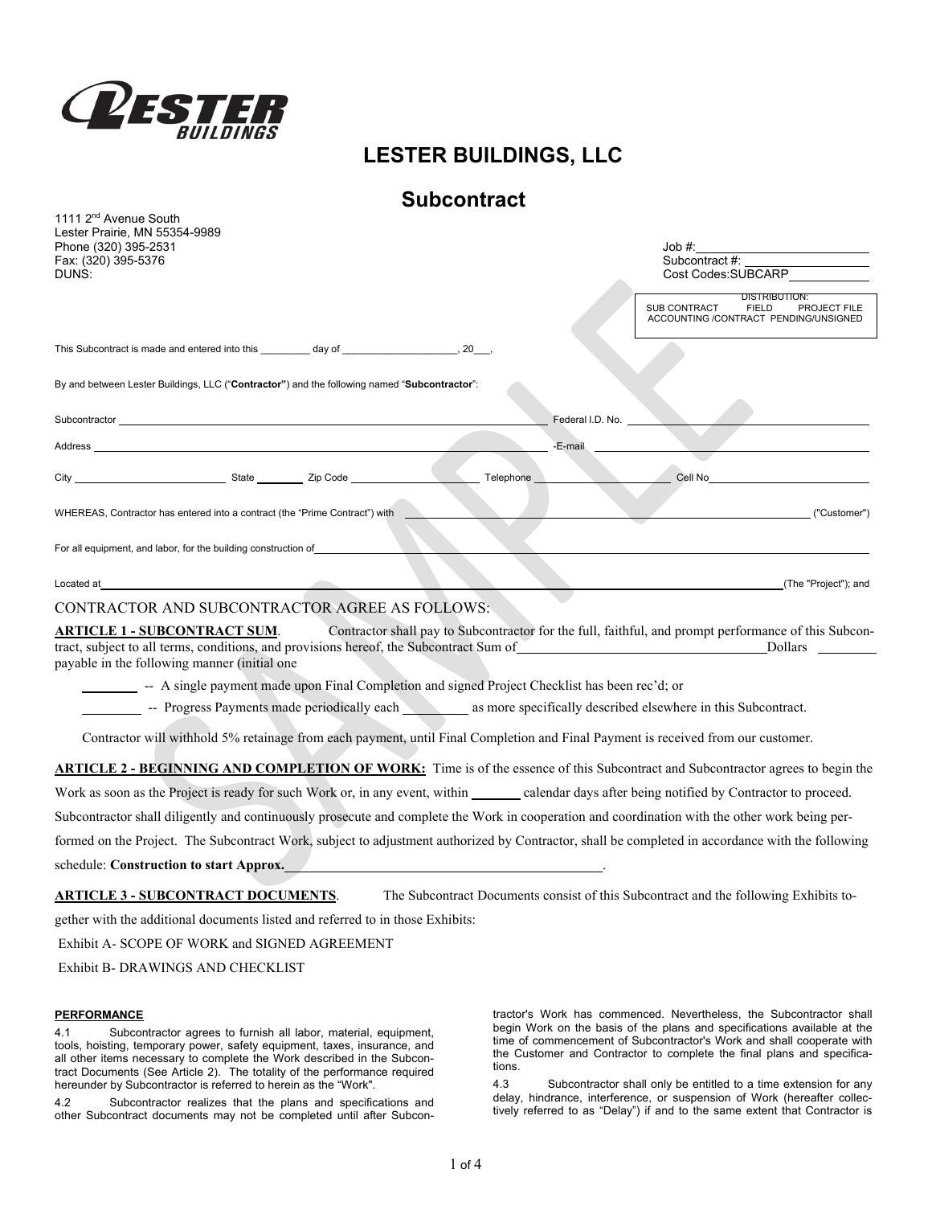# LESTER BUILDINGS, LLC

## Subcontract

1111 2nd Avenue South
Lester Prairie, MN 55354-9989
Phone (320) 395-2531
Fax: (320) 395-5376
DUNS:

Job #: ____________________
Subcontract #: ____________________
Cost Codes: SUBCARP

DISTRIBUTION:
SUB CONTRACT FIELD PROJECT FILE
ACCOUNTING /CONTRACT PENDING/UNSIGNED

This Subcontract is made and entered into this _________ day of ____________________, 20___,

By and between Lester Buildings, LLC ("**Contractor**") and the following named "**Subcontractor**":

Subcontractor ________________________________ Federal I.D. No. ________________________________

Address ________________________________ -E-mail ________________________________

City ____________ State ________ Zip Code ____________ Telephone ____________ Cell No ____________

WHEREAS, Contractor has entered into a contract (the "Prime Contract") with ________________________________ ("Customer")

For all equipment, and labor, for the building construction of ________________________________

Located at ________________________________ (The "Project"); and

CONTRACTOR AND SUBCONTRACTOR AGREE AS FOLLOWS:

**ARTICLE 1 - SUBCONTRACT SUM**. Contractor shall pay to Subcontractor for the full, faithful, and prompt performance of this Subcontract, subject to all terms, conditions, and provisions hereof, the Subcontract Sum of ________________________________ Dollars ________ payable in the following manner (initial one

________ -- A single payment made upon Final Completion and signed Project Checklist has been rec'd; or

________ -- Progress Payments made periodically each ________ as more specifically described elsewhere in this Subcontract.

Contractor will withhold 5% retainage from each payment, until Final Completion and Final Payment is received from our customer.

**ARTICLE 2 - BEGINNING AND COMPLETION OF WORK:** Time is of the essence of this Subcontract and Subcontractor agrees to begin the Work as soon as the Project is ready for such Work or, in any event, within ________ calendar days after being notified by Contractor to proceed. Subcontractor shall diligently and continuously prosecute and complete the Work in cooperation and coordination with the other work being performed on the Project. The Subcontract Work, subject to adjustment authorized by Contractor, shall be completed in accordance with the following schedule: **Construction to start Approx.** ________________________________.

**ARTICLE 3 - SUBCONTRACT DOCUMENTS**. The Subcontract Documents consist of this Subcontract and the following Exhibits together with the additional documents listed and referred to in those Exhibits:

Exhibit A- SCOPE OF WORK and SIGNED AGREEMENT

Exhibit B- DRAWINGS AND CHECKLIST

**PERFORMANCE**

4.1 Subcontractor agrees to furnish all labor, material, equipment, tools, hoisting, temporary power, safety equipment, taxes, insurance, and all other items necessary to complete the Work described in the Subcontract Documents (See Article 2). The totality of the performance required hereunder by Subcontractor is referred to herein as the "Work".

4.2 Subcontractor realizes that the plans and specifications and other Subcontract documents may not be completed until after Subcontractor's Work has commenced. Nevertheless, the Subcontractor shall begin Work on the basis of the plans and specifications available at the time of commencement of Subcontractor's Work and shall cooperate with the Customer and Contractor to complete the final plans and specifications.

4.3 Subcontractor shall only be entitled to a time extension for any delay, hindrance, interference, or suspension of Work (hereafter collectively referred to as "Delay") if and to the same extent that Contractor is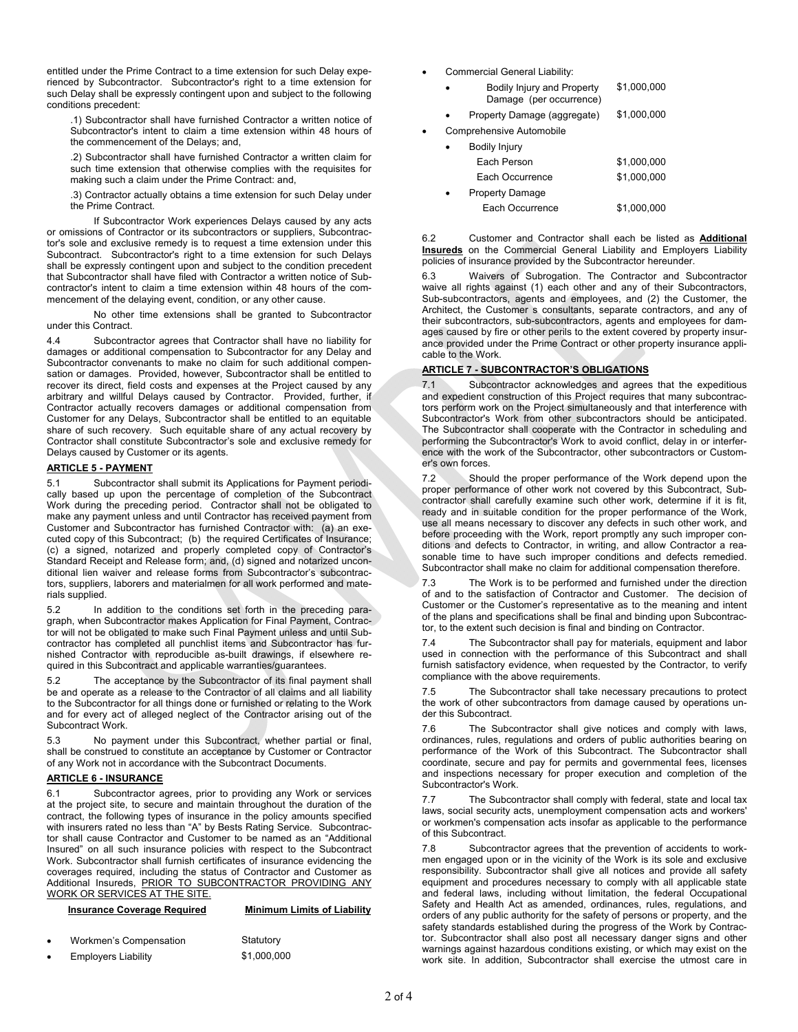entitled under the Prime Contract to a time extension for such Delay experienced by Subcontractor. Subcontractor's right to a time extension for such Delay shall be expressly contingent upon and subject to the following conditions precedent:

.1) Subcontractor shall have furnished Contractor a written notice of Subcontractor's intent to claim a time extension within 48 hours of the commencement of the Delays; and,

.2) Subcontractor shall have furnished Contractor a written claim for such time extension that otherwise complies with the requisites for making such a claim under the Prime Contract: and,

.3) Contractor actually obtains a time extension for such Delay under the Prime Contract.

If Subcontractor Work experiences Delays caused by any acts or omissions of Contractor or its subcontractors or suppliers, Subcontractor's sole and exclusive remedy is to request a time extension under this Subcontract. Subcontractor's right to a time extension for such Delays shall be expressly contingent upon and subject to the condition precedent that Subcontractor shall have filed with Contractor a written notice of Subcontractor's intent to claim a time extension within 48 hours of the commencement of the delaying event, condition, or any other cause.

No other time extensions shall be granted to Subcontractor under this Contract.

4.4 Subcontractor agrees that Contractor shall have no liability for damages or additional compensation to Subcontractor for any Delay and Subcontractor convenants to make no claim for such additional compensation or damages. Provided, however, Subcontractor shall be entitled to recover its direct, field costs and expenses at the Project caused by any arbitrary and willful Delays caused by Contractor. Provided, further, if Contractor actually recovers damages or additional compensation from Customer for any Delays, Subcontractor shall be entitled to an equitable share of such recovery. Such equitable share of any actual recovery by Contractor shall constitute Subcontractor's sole and exclusive remedy for Delays caused by Customer or its agents.

**ARTICLE 5 - PAYMENT**

5.1 Subcontractor shall submit its Applications for Payment periodically based up upon the percentage of completion of the Subcontract Work during the preceding period. Contractor shall not be obligated to make any payment unless and until Contractor has received payment from Customer and Subcontractor has furnished Contractor with: (a) an executed copy of this Subcontract; (b) the required Certificates of Insurance; (c) a signed, notarized and properly completed copy of Contractor's Standard Receipt and Release form; and, (d) signed and notarized unconditional lien waiver and release forms from Subcontractor's subcontractors, suppliers, laborers and materialmen for all work performed and materials supplied.

5.2 In addition to the conditions set forth in the preceding paragraph, when Subcontractor makes Application for Final Payment, Contractor will not be obligated to make such Final Payment unless and until Subcontractor has completed all punchlist items and Subcontractor has furnished Contractor with reproducible as-built drawings, if elsewhere required in this Subcontract and applicable warranties/guarantees.

5.2 The acceptance by the Subcontractor of its final payment shall be and operate as a release to the Contractor of all claims and all liability to the Subcontractor for all things done or furnished or relating to the Work and for every act of alleged neglect of the Contractor arising out of the Subcontract Work.

5.3 No payment under this Subcontract, whether partial or final, shall be construed to constitute an acceptance by Customer or Contractor of any Work not in accordance with the Subcontract Documents.

**ARTICLE 6 - INSURANCE**

6.1 Subcontractor agrees, prior to providing any Work or services at the project site, to secure and maintain throughout the duration of the contract, the following types of insurance in the policy amounts specified with insurers rated no less than "A" by Bests Rating Service. Subcontractor shall cause Contractor and Customer to be named as an "Additional Insured" on all such insurance policies with respect to the Subcontract Work. Subcontractor shall furnish certificates of insurance evidencing the coverages required, including the status of Contractor and Customer as Additional Insureds, PRIOR TO SUBCONTRACTOR PROVIDING ANY WORK OR SERVICES AT THE SITE.

| Insurance Coverage Required | Minimum Limits of Liability |
|---|---|
| • Workmen's Compensation | Statutory |
| • Employers Liability | $1,000,000 |
| • Commercial General Liability: | |
| • Bodily Injury and Property Damage (per occurrence) | $1,000,000 |
| • Property Damage (aggregate) | $1,000,000 |
| • Comprehensive Automobile | |
| • Bodily Injury | |
| Each Person | $1,000,000 |
| Each Occurrence | $1,000,000 |
| • Property Damage | |
| Each Occurrence | $1,000,000 |

6.2 Customer and Contractor shall each be listed as **Additional Insureds** on the Commercial General Liability and Employers Liability policies of insurance provided by the Subcontractor hereunder.

6.3 Waivers of Subrogation. The Contractor and Subcontractor waive all rights against (1) each other and any of their Subcontractors, Sub-subcontractors, agents and employees, and (2) the Customer, the Architect, the Customer s consultants, separate contractors, and any of their subcontractors, sub-subcontractors, agents and employees for damages caused by fire or other perils to the extent covered by property insurance provided under the Prime Contract or other property insurance applicable to the Work.

**ARTICLE 7 - SUBCONTRACTOR'S OBLIGATIONS**

7.1 Subcontractor acknowledges and agrees that the expeditious and expedient construction of this Project requires that many subcontractors perform work on the Project simultaneously and that interference with Subcontractor's Work from other subcontractors should be anticipated. The Subcontractor shall cooperate with the Contractor in scheduling and performing the Subcontractor's Work to avoid conflict, delay in or interference with the work of the Subcontractor, other subcontractors or Customer's own forces.

7.2 Should the proper performance of the Work depend upon the proper performance of other work not covered by this Subcontract, Subcontractor shall carefully examine such other work, determine if it is fit, ready and in suitable condition for the proper performance of the Work, use all means necessary to discover any defects in such other work, and before proceeding with the Work, report promptly any such improper conditions and defects to Contractor, in writing, and allow Contractor a reasonable time to have such improper conditions and defects remedied. Subcontractor shall make no claim for additional compensation therefore.

7.3 The Work is to be performed and furnished under the direction of and to the satisfaction of Contractor and Customer. The decision of Customer or the Customer's representative as to the meaning and intent of the plans and specifications shall be final and binding upon Subcontractor, to the extent such decision is final and binding on Contractor.

7.4 The Subcontractor shall pay for materials, equipment and labor used in connection with the performance of this Subcontract and shall furnish satisfactory evidence, when requested by the Contractor, to verify compliance with the above requirements.

7.5 The Subcontractor shall take necessary precautions to protect the work of other subcontractors from damage caused by operations under this Subcontract.

7.6 The Subcontractor shall give notices and comply with laws, ordinances, rules, regulations and orders of public authorities bearing on performance of the Work of this Subcontract. The Subcontractor shall coordinate, secure and pay for permits and governmental fees, licenses and inspections necessary for proper execution and completion of the Subcontractor's Work.

7.7 The Subcontractor shall comply with federal, state and local tax laws, social security acts, unemployment compensation acts and workers' or workmen's compensation acts insofar as applicable to the performance of this Subcontract.

7.8 Subcontractor agrees that the prevention of accidents to workmen engaged upon or in the vicinity of the Work is its sole and exclusive responsibility. Subcontractor shall give all notices and provide all safety equipment and procedures necessary to comply with all applicable state and federal laws, including without limitation, the federal Occupational Safety and Health Act as amended, ordinances, rules, regulations, and orders of any public authority for the safety of persons or property, and the safety standards established during the progress of the Work by Contractor. Subcontractor shall also post all necessary danger signs and other warnings against hazardous conditions existing, or which may exist on the work site. In addition, Subcontractor shall exercise the utmost care in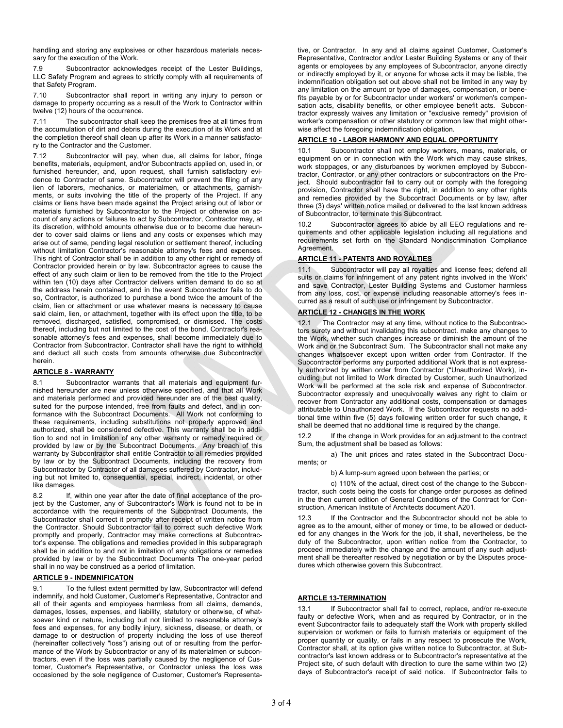handling and storing any explosives or other hazardous materials necessary for the execution of the Work.

7.9 Subcontractor acknowledges receipt of the Lester Buildings, LLC Safety Program and agrees to strictly comply with all requirements of that Safety Program.

7.10 Subcontractor shall report in writing any injury to person or damage to property occurring as a result of the Work to Contractor within twelve (12) hours of the occurrence.

7.11 The subcontractor shall keep the premises free at all times from the accumulation of dirt and debris during the execution of its Work and at the completion thereof shall clean up after its Work in a manner satisfactory to the Contractor and the Customer.

7.12 Subcontractor will pay, when due, all claims for labor, fringe benefits, materials, equipment, and/or Subcontracts applied on, used in, or furnished hereunder, and, upon request, shall furnish satisfactory evidence to Contractor of same. Subcontractor will prevent the filing of any lien of laborers, mechanics, or materialmen, or attachments, garnishments, or suits involving the title of the property of the Project. If any claims or liens have been made against the Project arising out of labor or materials furnished by Subcontractor to the Project or otherwise on account of any actions or failures to act by Subcontractor, Contractor may, at its discretion, withhold amounts otherwise due or to become due hereunder to cover said claims or liens and any costs or expenses which may arise out of same, pending legal resolution or settlement thereof, including without limitation Contractor's reasonable attorney's fees and expenses. This right of Contractor shall be in addition to any other right or remedy of Contractor provided herein or by law. Subcontractor agrees to cause the effect of any such claim or lien to be removed from the title to the Project within ten (10) days after Contractor delivers written demand to do so at the address herein contained, and in the event Subcontractor fails to do so, Contractor, is authorized to purchase a bond twice the amount of the claim, lien or attachment or use whatever means is necessary to cause said claim, lien, or attachment, together with its effect upon the title, to be removed, discharged, satisfied, compromised, or dismissed. The costs thereof, including but not limited to the cost of the bond, Contractor's reasonable attorney's fees and expenses, shall become immediately due to Contractor from Subcontractor. Contractor shall have the right to withhold and deduct all such costs from amounts otherwise due Subcontractor herein.

## ARTICLE 8 - WARRANTY

8.1 Subcontractor warrants that all materials and equipment furnished hereunder are new unless otherwise specified, and that all Work and materials performed and provided hereunder are of the best quality, suited for the purpose intended, free from faults and defect, and in conformance with the Subcontract Documents. All Work not conforming to these requirements, including substitutions not properly approved and authorized, shall be considered defective. This warranty shall be in addition to and not in limitation of any other warranty or remedy required or provided by law or by the Subcontract Documents. Any breach of this warranty by Subcontractor shall entitle Contractor to all remedies provided by law or by the Subcontract Documents, including the recovery from Subcontractor by Contractor of all damages suffered by Contractor, including but not limited to, consequential, special, indirect, incidental, or other like damages.

8.2 If, within one year after the date of final acceptance of the project by the Customer, any of Subcontractor's Work is found not to be in accordance with the requirements of the Subcontract Documents, the Subcontractor shall correct it promptly after receipt of written notice from the Contractor. Should Subcontractor fail to correct such defective Work promptly and properly, Contractor may make corrections at Subcontractor's expense. The obligations and remedies provided in this subparagraph shall be in addition to and not in limitation of any obligations or remedies provided by law or by the Subcontract Documents The one-year period shall in no way be construed as a period of limitation.

## ARTICLE 9 - INDEMNIFICATON

9.1 To the fullest extent permitted by law, Subcontractor will defend indemnify, and hold Customer, Customer's Representative, Contractor and all of their agents and employees harmless from all claims, demands, damages, losses, expenses, and liability, statutory or otherwise, of whatsoever kind or nature, including but not limited to reasonable attorney's fees and expenses, for any bodily injury, sickness, disease, or death, or damage to or destruction of property including the loss of use thereof (hereinafter collectively "loss") arising out of or resulting from the performance of the Work by Subcontractor or any of its materialmen or subcontractors, even if the loss was partially caused by the negligence of Customer, Customer's Representative, or Contractor unless the loss was occasioned by the sole negligence of Customer, Customer's Representative, or Contractor. In any and all claims against Customer, Customer's Representative, Contractor and/or Lester Building Systems or any of their agents or employees by any employees of Subcontractor, anyone directly or indirectly employed by it, or anyone for whose acts it may be liable, the indemnification obligation set out above shall not be limited in any way by any limitation on the amount or type of damages, compensation, or benefits payable by or for Subcontractor under workers' or workmen's compensation acts, disability benefits, or other employee benefit acts. Subcontractor expressly waives any limitation or "exclusive remedy" provision of worker's compensation or other statutory or common law that might otherwise affect the foregoing indemnification obligation.

## ARTICLE 10 - LABOR HARMONY AND EQUAL OPPORTUNITY

10.1 Subcontractor shall not employ workers, means, materials, or equipment on or in connection with the Work which may cause strikes, work stoppages, or any disturbances by workmen employed by Subcontractor, Contractor, or any other contractors or subcontractors on the Project. Should subcontractor fail to carry out or comply with the foregoing provision, Contractor shall have the right, in addition to any other rights and remedies provided by the Subcontract Documents or by law, after three (3) days' written notice mailed or delivered to the last known address of Subcontractor, to terminate this Subcontract.

10.2 Subcontractor agrees to abide by all EEO regulations and requirements and other applicable legislation including all regulations and requirements set forth on the Standard Nondiscrimination Compliance Agreement.

## ARTICLE 11 - PATENTS AND ROYALTIES

11.1 Subcontractor will pay all royalties and license fees; defend all suits or claims for infringement of any patent rights involved in the Work' and save Contractor, Lester Building Systems and Customer harmless from any loss, cost, or expense including reasonable attorney's fees incurred as a result of such use or infringement by Subcontractor.

## ARTICLE 12 - CHANGES IN THE WORK

12.1 The Contractor may at any time, without notice to the Subcontractors surety and without invalidating this subcontract. make any changes to the Work, whether such changes increase or diminish the amount of the Work and or the Subcontract Sum. The Subcontractor shall not make any changes whatsoever except upon written order from Contractor. If the Subcontractor performs any purported additional Work that is not expressly authorized by written order from Contractor ("Unauthorized Work), including but not limited to Work directed by Customer, such Unauthorized Work will be performed at the sole risk and expense of Subcontractor. Subcontractor expressly and unequivocally waives any right to claim or recover from Contractor any additional costs, compensation or damages attributable to Unauthorized Work. If the Subcontractor requests no additional time within five (5) days following written order for such change, it shall be deemed that no additional time is required by the change.

12.2 If the change in Work provides for an adjustment to the contract Sum, the adjustment shall be based as follows:

a) The unit prices and rates stated in the Subcontract Documents; or

b) A lump-sum agreed upon between the parties; or

c) 110% of the actual, direct cost of the change to the Subcontractor, such costs being the costs for change order purposes as defined in the then current edition of General Conditions of the Contract for Construction, American Institute of Architects document A201.

12.3 If the Contractor and the Subcontractor should not be able to agree as to the amount, either of money or time, to be allowed or deducted for any changes in the Work for the job, it shall, nevertheless, be the duty of the Subcontractor, upon written notice from the Contractor, to proceed immediately with the change and the amount of any such adjustment shall be thereafter resolved by negotiation or by the Disputes procedures which otherwise govern this Subcontract.

## ARTICLE 13-TERMINATION

13.1 If Subcontractor shall fail to correct, replace, and/or re-execute faulty or defective Work, when and as required by Contractor, or in the event Subcontractor fails to adequately staff the Work with properly skilled supervision or workmen or fails to furnish materials or equipment of the proper quantity or quality, or fails in any respect to prosecute the Work, Contractor shall, at its option give written notice to Subcontractor, at Subcontractor's last known address or Subcontractor's representative at the Project site, of such default with direction to cure the same within two (2) days of Subcontractor's receipt of said notice. If Subcontractor fails to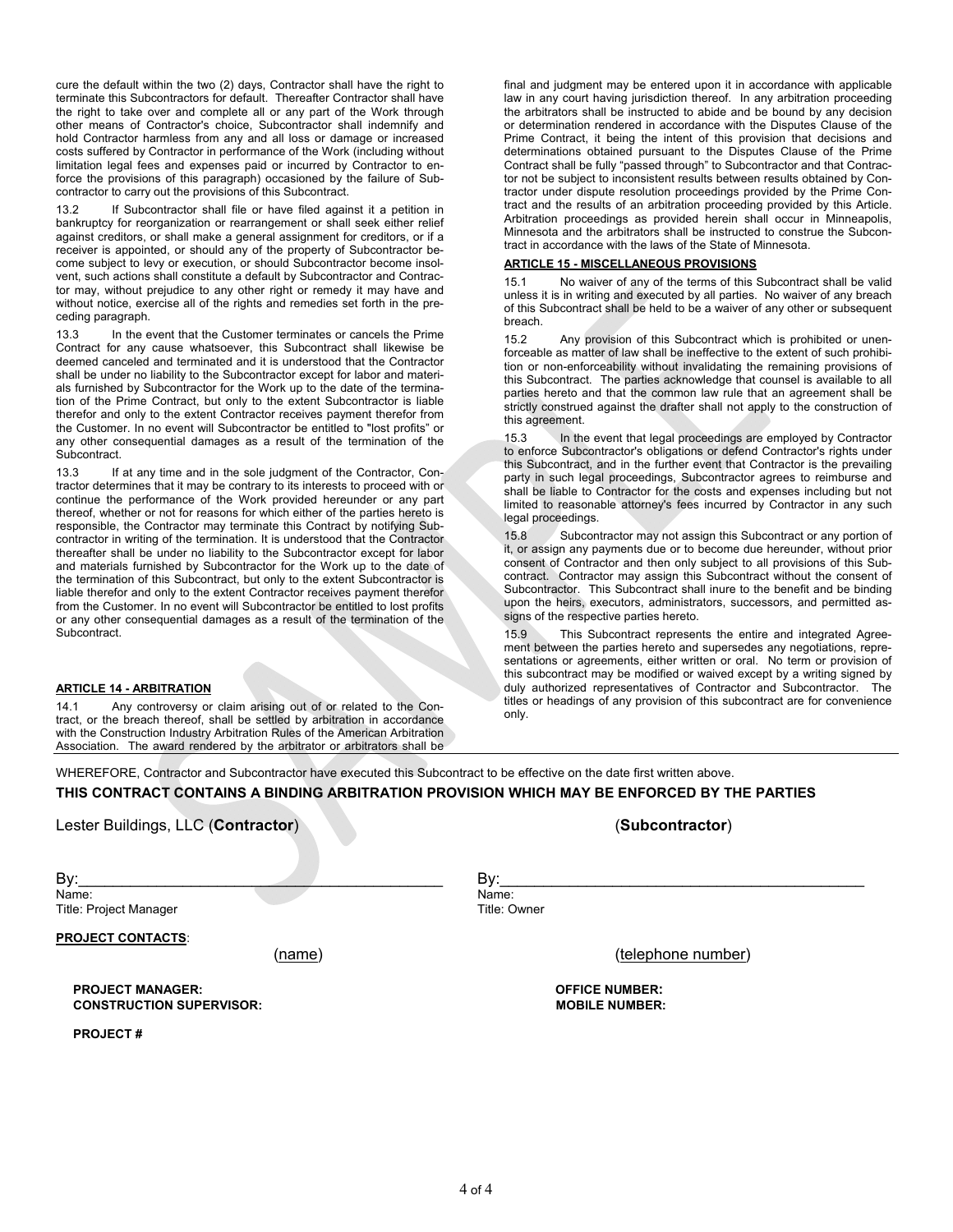cure the default within the two (2) days, Contractor shall have the right to terminate this Subcontractors for default. Thereafter Contractor shall have the right to take over and complete all or any part of the Work through other means of Contractor's choice, Subcontractor shall indemnify and hold Contractor harmless from any and all loss or damage or increased costs suffered by Contractor in performance of the Work (including without limitation legal fees and expenses paid or incurred by Contractor to enforce the provisions of this paragraph) occasioned by the failure of Subcontractor to carry out the provisions of this Subcontract.

13.2 If Subcontractor shall file or have filed against it a petition in bankruptcy for reorganization or rearrangement or shall seek either relief against creditors, or shall make a general assignment for creditors, or if a receiver is appointed, or should any of the property of Subcontractor become subject to levy or execution, or should Subcontractor become insolvent, such actions shall constitute a default by Subcontractor and Contractor may, without prejudice to any other right or remedy it may have and without notice, exercise all of the rights and remedies set forth in the preceding paragraph.

13.3 In the event that the Customer terminates or cancels the Prime Contract for any cause whatsoever, this Subcontract shall likewise be deemed canceled and terminated and it is understood that the Contractor shall be under no liability to the Subcontractor except for labor and materials furnished by Subcontractor for the Work up to the date of the termination of the Prime Contract, but only to the extent Subcontractor is liable therefor and only to the extent Contractor receives payment therefor from the Customer. In no event will Subcontractor be entitled to "lost profits" or any other consequential damages as a result of the termination of the Subcontract.

13.3 If at any time and in the sole judgment of the Contractor, Contractor determines that it may be contrary to its interests to proceed with or continue the performance of the Work provided hereunder or any part thereof, whether or not for reasons for which either of the parties hereto is responsible, the Contractor may terminate this Contract by notifying Subcontractor in writing of the termination. It is understood that the Contractor thereafter shall be under no liability to the Subcontractor except for labor and materials furnished by Subcontractor for the Work up to the date of the termination of this Subcontract, but only to the extent Subcontractor is liable therefor and only to the extent Contractor receives payment therefor from the Customer. In no event will Subcontractor be entitled to lost profits or any other consequential damages as a result of the termination of the Subcontract.

**ARTICLE 14 - ARBITRATION**

14.1 Any controversy or claim arising out of or related to the Contract, or the breach thereof, shall be settled by arbitration in accordance with the Construction Industry Arbitration Rules of the American Arbitration Association. The award rendered by the arbitrator or arbitrators shall be final and judgment may be entered upon it in accordance with applicable law in any court having jurisdiction thereof. In any arbitration proceeding the arbitrators shall be instructed to abide and be bound by any decision or determination rendered in accordance with the Disputes Clause of the Prime Contract, it being the intent of this provision that decisions and determinations obtained pursuant to the Disputes Clause of the Prime Contract shall be fully "passed through" to Subcontractor and that Contractor not be subject to inconsistent results between results obtained by Contractor under dispute resolution proceedings provided by the Prime Contract and the results of an arbitration proceeding provided by this Article. Arbitration proceedings as provided herein shall occur in Minneapolis, Minnesota and the arbitrators shall be instructed to construe the Subcontract in accordance with the laws of the State of Minnesota.

**ARTICLE 15 - MISCELLANEOUS PROVISIONS**

15.1 No waiver of any of the terms of this Subcontract shall be valid unless it is in writing and executed by all parties. No waiver of any breach of this Subcontract shall be held to be a waiver of any other or subsequent breach.

15.2 Any provision of this Subcontract which is prohibited or unenforceable as matter of law shall be ineffective to the extent of such prohibition or non-enforceability without invalidating the remaining provisions of this Subcontract. The parties acknowledge that counsel is available to all parties hereto and that the common law rule that an agreement shall be strictly construed against the drafter shall not apply to the construction of this agreement.

15.3 In the event that legal proceedings are employed by Contractor to enforce Subcontractor's obligations or defend Contractor's rights under this Subcontract, and in the further event that Contractor is the prevailing party in such legal proceedings, Subcontractor agrees to reimburse and shall be liable to Contractor for the costs and expenses including but not limited to reasonable attorney's fees incurred by Contractor in any such legal proceedings.

15.8 Subcontractor may not assign this Subcontract or any portion of it, or assign any payments due or to become due hereunder, without prior consent of Contractor and then only subject to all provisions of this Subcontract. Contractor may assign this Subcontract without the consent of Subcontractor. This Subcontract shall inure to the benefit and be binding upon the heirs, executors, administrators, successors, and permitted assigns of the respective parties hereto.

15.9 This Subcontract represents the entire and integrated Agreement between the parties hereto and supersedes any negotiations, representations or agreements, either written or oral. No term or provision of this subcontract may be modified or waived except by a writing signed by duly authorized representatives of Contractor and Subcontractor. The titles or headings of any provision of this subcontract are for convenience only.

WHEREFORE, Contractor and Subcontractor have executed this Subcontract to be effective on the date first written above.

**THIS CONTRACT CONTAINS A BINDING ARBITRATION PROVISION WHICH MAY BE ENFORCED BY THE PARTIES**

Lester Buildings, LLC (**Contractor**)

By:\_\_\_\_\_\_\_\_\_\_\_\_\_\_\_\_\_\_\_\_\_\_\_\_\_\_\_\_\_\_\_\_\_\_\_\_\_\_\_\_
Name:
Title: Project Manager

(**Subcontractor**)

By:\_\_\_\_\_\_\_\_\_\_\_\_\_\_\_\_\_\_\_\_\_\_\_\_\_\_\_\_\_\_\_\_\_\_\_\_\_\_\_\_
Name:
Title: Owner

**PROJECT CONTACTS**:

| | (name) | (telephone number) |
|---|---|---|
| **PROJECT MANAGER:** | | **OFFICE NUMBER:** |
| **CONSTRUCTION SUPERVISOR:** | | **MOBILE NUMBER:** |

**PROJECT #**